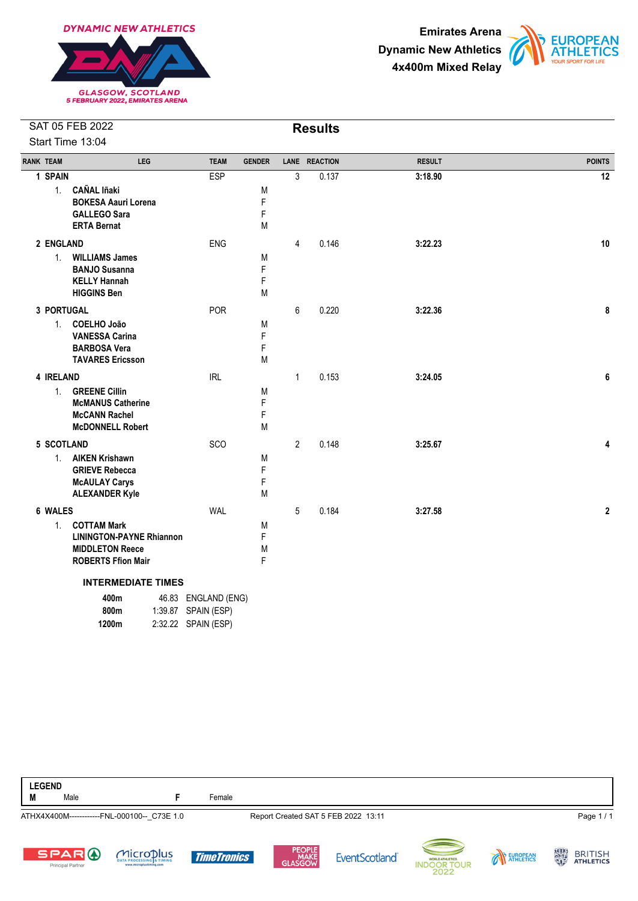DYNAMIC NEW ATHLETICS
GLASGOW, SCOTLAND
5 FEBRUARY 2022, EMIRATES ARENA

**Emirates Arena**
**Dynamic New Athletics**
**4x400m Mixed Relay**

SAT 05 FEB 2022
Start Time 13:04

## Results

| RANK | TEAM | LEG | | TEAM | GENDER | LANE | REACTION | RESULT | POINTS |
|---|---|---|---|---|---|---|---|---|---|
| 1 | **SPAIN** | | | ESP | | 3 | 0.137 | **3:18.90** | **12** |
| | | 1. | **CAÑAL Iñaki** | | M | | | | |
| | | | **BOKESA Aauri Lorena** | | F | | | | |
| | | | **GALLEGO Sara** | | F | | | | |
| | | | **ERTA Bernat** | | M | | | | |
| 2 | **ENGLAND** | | | ENG | | 4 | 0.146 | **3:22.23** | **10** |
| | | 1. | **WILLIAMS James** | | M | | | | |
| | | | **BANJO Susanna** | | F | | | | |
| | | | **KELLY Hannah** | | F | | | | |
| | | | **HIGGINS Ben** | | M | | | | |
| 3 | **PORTUGAL** | | | POR | | 6 | 0.220 | **3:22.36** | **8** |
| | | 1. | **COELHO João** | | M | | | | |
| | | | **VANESSA Carina** | | F | | | | |
| | | | **BARBOSA Vera** | | F | | | | |
| | | | **TAVARES Ericsson** | | M | | | | |
| 4 | **IRELAND** | | | IRL | | 1 | 0.153 | **3:24.05** | **6** |
| | | 1. | **GREENE Cillin** | | M | | | | |
| | | | **McMANUS Catherine** | | F | | | | |
| | | | **McCANN Rachel** | | F | | | | |
| | | | **McDONNELL Robert** | | M | | | | |
| 5 | **SCOTLAND** | | | SCO | | 2 | 0.148 | **3:25.67** | **4** |
| | | 1. | **AIKEN Krishawn** | | M | | | | |
| | | | **GRIEVE Rebecca** | | F | | | | |
| | | | **McAULAY Carys** | | F | | | | |
| | | | **ALEXANDER Kyle** | | M | | | | |
| 6 | **WALES** | | | WAL | | 5 | 0.184 | **3:27.58** | **2** |
| | | 1. | **COTTAM Mark** | | M | | | | |
| | | | **LININGTON-PAYNE Rhiannon** | | F | | | | |
| | | | **MIDDLETON Reece** | | M | | | | |
| | | | **ROBERTS Ffion Mair** | | F | | | | |

**INTERMEDIATE TIMES**

| | | |
|---|---|---|
| **400m** | 46.83 | ENGLAND (ENG) |
| **800m** | 1:39.87 | SPAIN (ESP) |
| **1200m** | 2:32.22 | SPAIN (ESP) |

**LEGEND**

**M** Male **F** Female

ATHX4X400M------------FNL-000100--_C73E 1.0 Report Created SAT 5 FEB 2022 13:11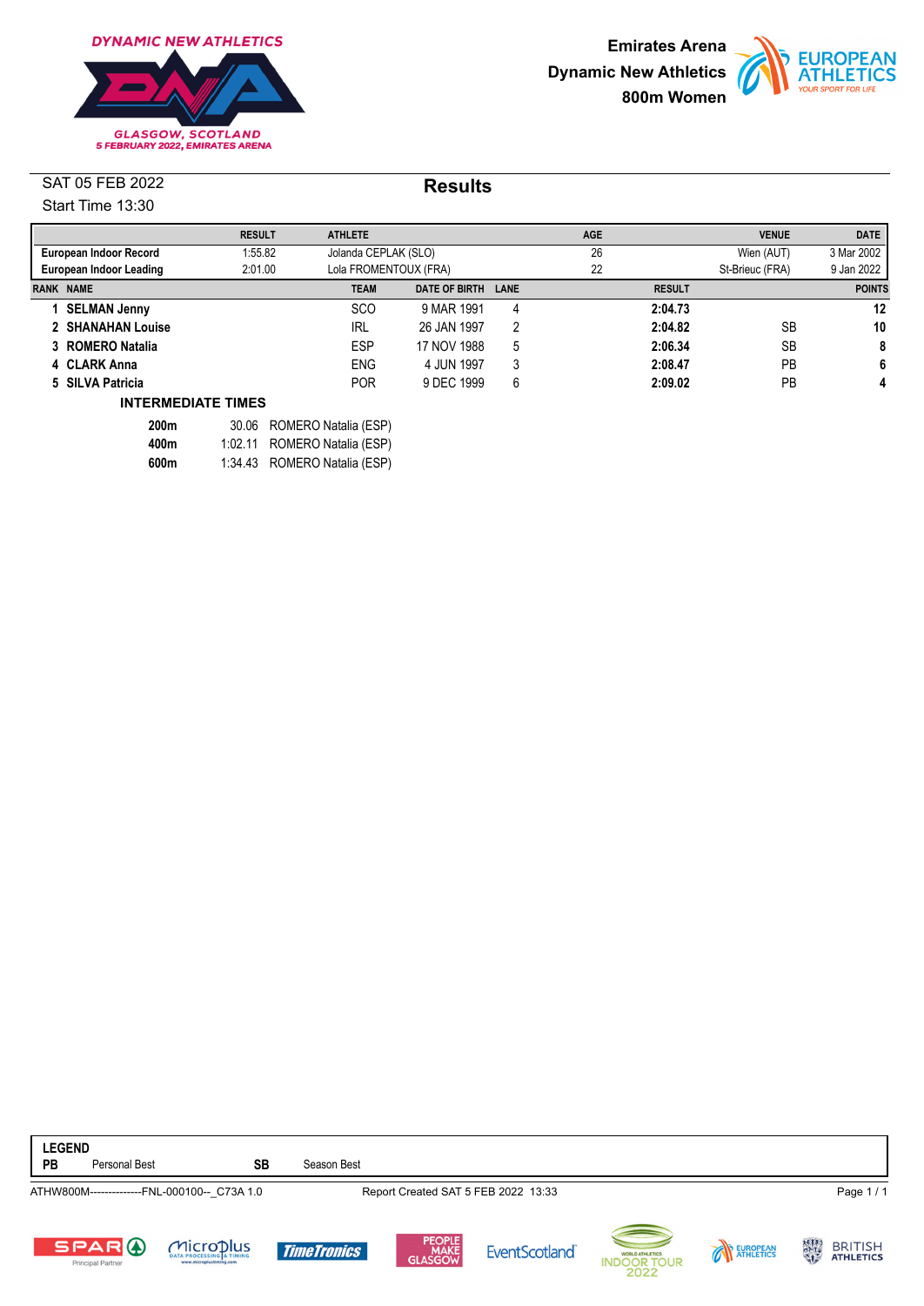DYNAMIC NEW ATHLETICS

GLASGOW, SCOTLAND
5 FEBRUARY 2022, EMIRATES ARENA

**Emirates Arena**
**Dynamic New Athletics**
**800m Women**

SAT 05 FEB 2022
Start Time 13:30

## Results

| | RESULT | ATHLETE | AGE | VENUE | DATE |
|---|---|---|---|---|---|
| **European Indoor Record** | 1:55.82 | Jolanda CEPLAK (SLO) | 26 | Wien (AUT) | 3 Mar 2002 |
| **European Indoor Leading** | 2:01.00 | Lola FROMENTOUX (FRA) | 22 | St-Brieuc (FRA) | 9 Jan 2022 |

| RANK | NAME | TEAM | DATE OF BIRTH | LANE | RESULT | | POINTS |
|---|---|---|---|---|---|---|---|
| 1 | **SELMAN Jenny** | SCO | 9 MAR 1991 | 4 | **2:04.73** | | **12** |
| 2 | **SHANAHAN Louise** | IRL | 26 JAN 1997 | 2 | **2:04.82** | SB | **10** |
| 3 | **ROMERO Natalia** | ESP | 17 NOV 1988 | 5 | **2:06.34** | SB | **8** |
| 4 | **CLARK Anna** | ENG | 4 JUN 1997 | 3 | **2:08.47** | PB | **6** |
| 5 | **SILVA Patricia** | POR | 9 DEC 1999 | 6 | **2:09.02** | PB | **4** |

**INTERMEDIATE TIMES**

| | | |
|---|---|---|
| **200m** | 30.06 | ROMERO Natalia (ESP) |
| **400m** | 1:02.11 | ROMERO Natalia (ESP) |
| **600m** | 1:34.43 | ROMERO Natalia (ESP) |

**LEGEND**

**PB** Personal Best **SB** Season Best

ATHW800M--------------FNL-000100--_C73A 1.0 Report Created SAT 5 FEB 2022 13:33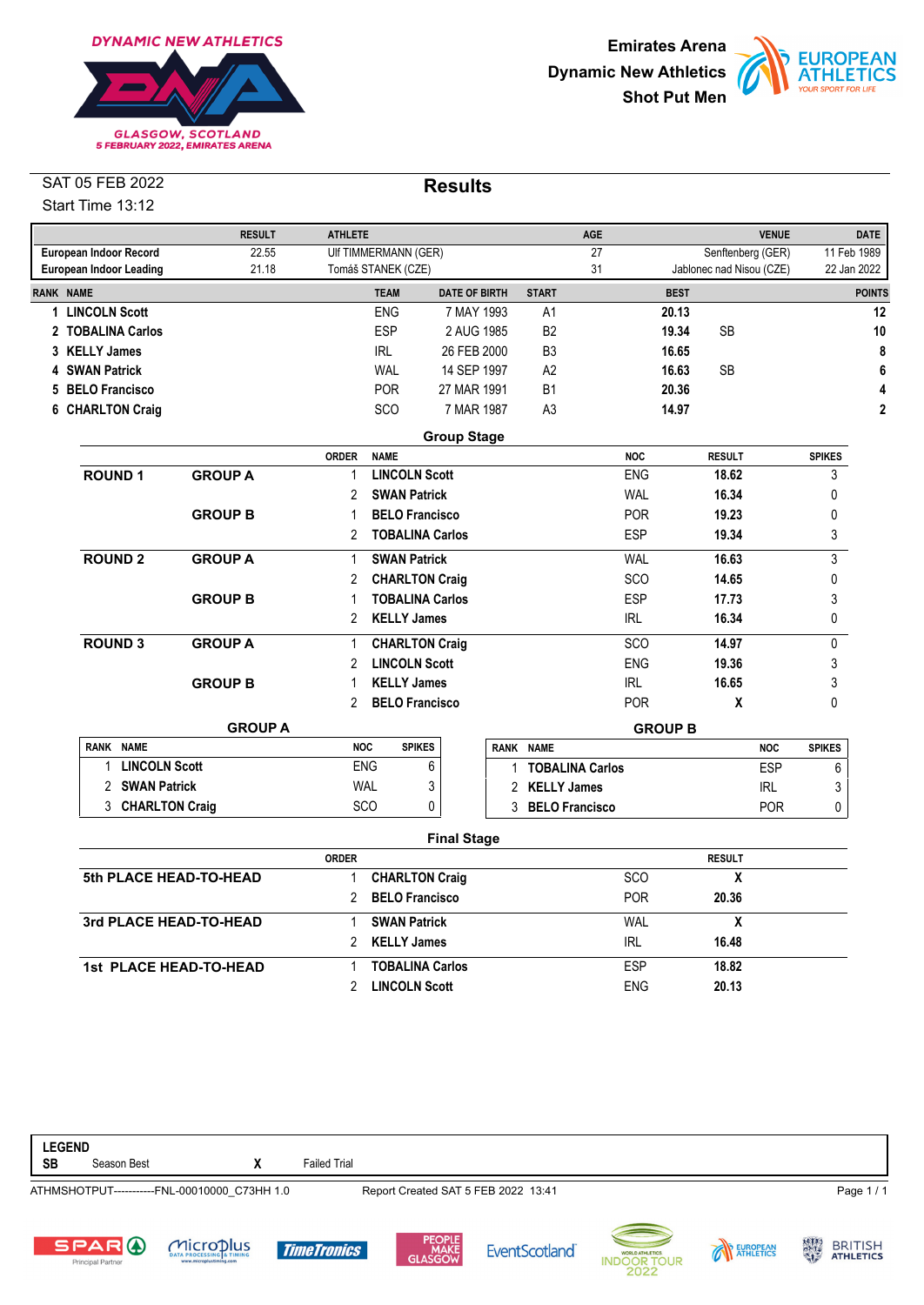DYNAMIC NEW ATHLETICS

GLASGOW, SCOTLAND
5 FEBRUARY 2022, EMIRATES ARENA

**Emirates Arena**
**Dynamic New Athletics**
**Shot Put Men**

SAT 05 FEB 2022
Start Time 13:12

## Results

| | RESULT | ATHLETE | AGE | VENUE | DATE |
|---|---|---|---|---|---|
| **European Indoor Record** | 22.55 | Ulf TIMMERMANN (GER) | 27 | Senftenberg (GER) | 11 Feb 1989 |
| **European Indoor Leading** | 21.18 | Tomáš STANEK (CZE) | 31 | Jablonec nad Nisou (CZE) | 22 Jan 2022 |

| RANK | NAME | TEAM | DATE OF BIRTH | START | BEST | | POINTS |
|---|---|---|---|---|---|---|---|
| 1 | **LINCOLN Scott** | ENG | 7 MAY 1993 | A1 | **20.13** | | **12** |
| 2 | **TOBALINA Carlos** | ESP | 2 AUG 1985 | B2 | **19.34** | SB | **10** |
| 3 | **KELLY James** | IRL | 26 FEB 2000 | B3 | **16.65** | | **8** |
| 4 | **SWAN Patrick** | WAL | 14 SEP 1997 | A2 | **16.63** | SB | **6** |
| 5 | **BELO Francisco** | POR | 27 MAR 1991 | B1 | **20.36** | | **4** |
| 6 | **CHARLTON Craig** | SCO | 7 MAR 1987 | A3 | **14.97** | | **2** |

### Group Stage

| | | ORDER | NAME | NOC | RESULT | SPIKES |
|---|---|---|---|---|---|---|
| **ROUND 1** | **GROUP A** | 1 | **LINCOLN Scott** | ENG | **18.62** | 3 |
| | | 2 | **SWAN Patrick** | WAL | **16.34** | 0 |
| | **GROUP B** | 1 | **BELO Francisco** | POR | **19.23** | 0 |
| | | 2 | **TOBALINA Carlos** | ESP | **19.34** | 3 |
| **ROUND 2** | **GROUP A** | 1 | **SWAN Patrick** | WAL | **16.63** | 3 |
| | | 2 | **CHARLTON Craig** | SCO | **14.65** | 0 |
| | **GROUP B** | 1 | **TOBALINA Carlos** | ESP | **17.73** | 3 |
| | | 2 | **KELLY James** | IRL | **16.34** | 0 |
| **ROUND 3** | **GROUP A** | 1 | **CHARLTON Craig** | SCO | **14.97** | 0 |
| | | 2 | **LINCOLN Scott** | ENG | **19.36** | 3 |
| | **GROUP B** | 1 | **KELLY James** | IRL | **16.65** | 3 |
| | | 2 | **BELO Francisco** | POR | **X** | 0 |

**GROUP A**

| RANK | NAME | NOC | SPIKES |
|---|---|---|---|
| 1 | **LINCOLN Scott** | ENG | 6 |
| 2 | **SWAN Patrick** | WAL | 3 |
| 3 | **CHARLTON Craig** | SCO | 0 |

**GROUP B**

| RANK | NAME | NOC | SPIKES |
|---|---|---|---|
| 1 | **TOBALINA Carlos** | ESP | 6 |
| 2 | **KELLY James** | IRL | 3 |
| 3 | **BELO Francisco** | POR | 0 |

### Final Stage

| | ORDER | NAME | NOC | RESULT |
|---|---|---|---|---|
| **5th PLACE HEAD-TO-HEAD** | 1 | **CHARLTON Craig** | SCO | **X** |
| | 2 | **BELO Francisco** | POR | **20.36** |
| **3rd PLACE HEAD-TO-HEAD** | 1 | **SWAN Patrick** | WAL | **X** |
| | 2 | **KELLY James** | IRL | **16.48** |
| **1st PLACE HEAD-TO-HEAD** | 1 | **TOBALINA Carlos** | ESP | **18.82** |
| | 2 | **LINCOLN Scott** | ENG | **20.13** |

**LEGEND**

| | | | |
|---|---|---|---|
| **SB** | Season Best | **X** | Failed Trial |

ATHMSHOTPUT-----------FNL-00010000_C73HH 1.0    Report Created SAT 5 FEB 2022 13:41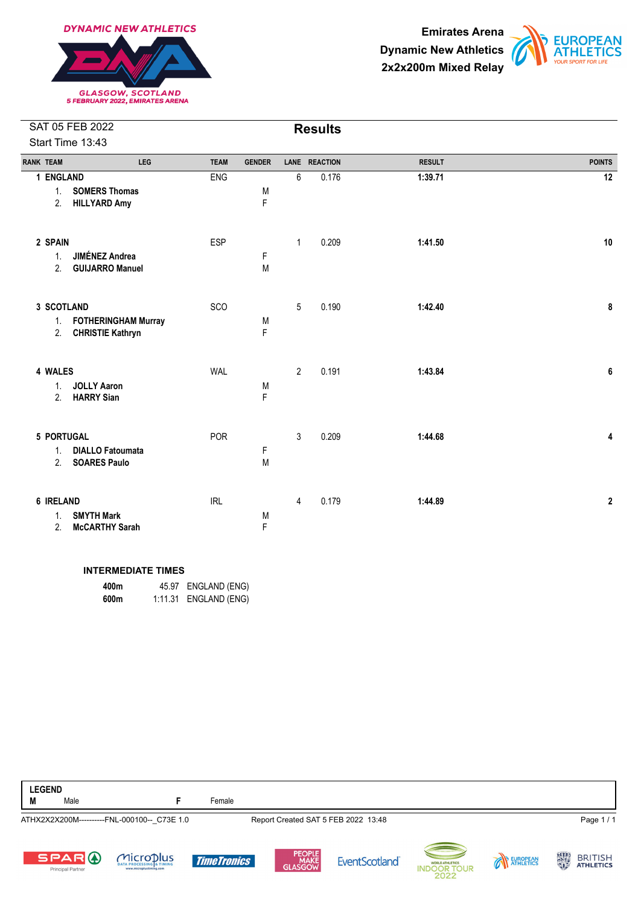Emirates Arena
Dynamic New Athletics
2x2x200m Mixed Relay

SAT 05 FEB 2022
Start Time 13:43

## Results

| RANK | TEAM | LEG | TEAM | GENDER | LANE | REACTION | RESULT | POINTS |
|---|---|---|---|---|---|---|---|---|
| 1 | **ENGLAND** | | ENG | | 6 | 0.176 | **1:39.71** | **12** |
| | 1. | **SOMERS Thomas** | | M | | | | |
| | 2. | **HILLYARD Amy** | | F | | | | |
| 2 | **SPAIN** | | ESP | | 1 | 0.209 | **1:41.50** | **10** |
| | 1. | **JIMÉNEZ Andrea** | | F | | | | |
| | 2. | **GUIJARRO Manuel** | | M | | | | |
| 3 | **SCOTLAND** | | SCO | | 5 | 0.190 | **1:42.40** | **8** |
| | 1. | **FOTHERINGHAM Murray** | | M | | | | |
| | 2. | **CHRISTIE Kathryn** | | F | | | | |
| 4 | **WALES** | | WAL | | 2 | 0.191 | **1:43.84** | **6** |
| | 1. | **JOLLY Aaron** | | M | | | | |
| | 2. | **HARRY Sian** | | F | | | | |
| 5 | **PORTUGAL** | | POR | | 3 | 0.209 | **1:44.68** | **4** |
| | 1. | **DIALLO Fatoumata** | | F | | | | |
| | 2. | **SOARES Paulo** | | M | | | | |
| 6 | **IRELAND** | | IRL | | 4 | 0.179 | **1:44.89** | **2** |
| | 1. | **SMYTH Mark** | | M | | | | |
| | 2. | **McCARTHY Sarah** | | F | | | | |

**INTERMEDIATE TIMES**

| | | |
|---|---|---|
| **400m** | 45.97 | ENGLAND (ENG) |
| **600m** | 1:11.31 | ENGLAND (ENG) |

**LEGEND**

**M** Male  **F** Female

ATHX2X2X200M----------FNL-000100--_C73E 1.0  Report Created SAT 5 FEB 2022 13:48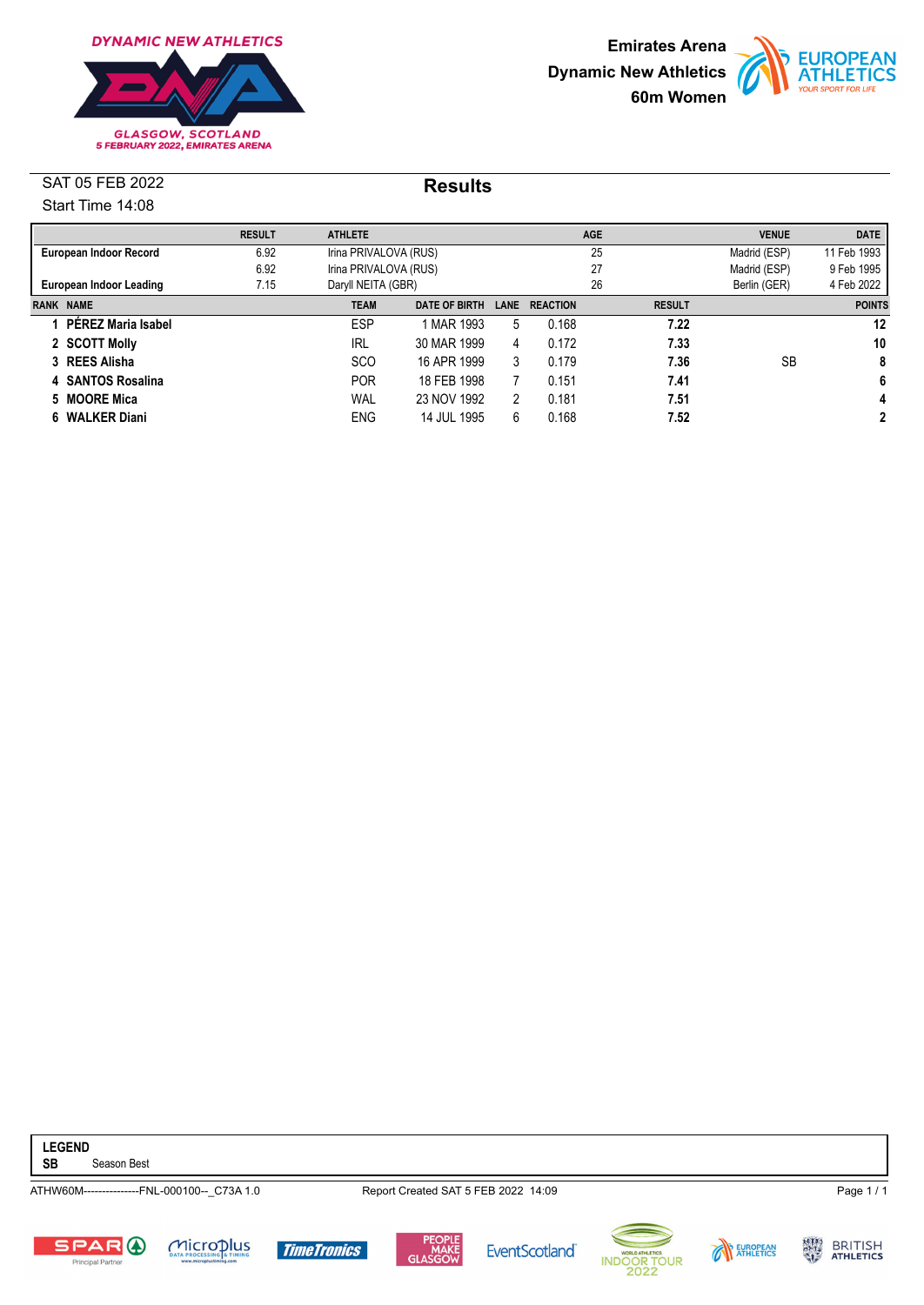Emirates Arena
Dynamic New Athletics
60m Women

SAT 05 FEB 2022
Start Time 14:08

## Results

| | RESULT | ATHLETE | AGE | VENUE | DATE |
|---|---|---|---|---|---|
| **European Indoor Record** | 6.92 | Irina PRIVALOVA (RUS) | 25 | Madrid (ESP) | 11 Feb 1993 |
| | 6.92 | Irina PRIVALOVA (RUS) | 27 | Madrid (ESP) | 9 Feb 1995 |
| **European Indoor Leading** | 7.15 | Daryll NEITA (GBR) | 26 | Berlin (GER) | 4 Feb 2022 |

| RANK | NAME | TEAM | DATE OF BIRTH | LANE | REACTION | RESULT | | POINTS |
|---|---|---|---|---|---|---|---|---|
| 1 | **PÉREZ Maria Isabel** | ESP | 1 MAR 1993 | 5 | 0.168 | **7.22** | | **12** |
| 2 | **SCOTT Molly** | IRL | 30 MAR 1999 | 4 | 0.172 | **7.33** | | **10** |
| 3 | **REES Alisha** | SCO | 16 APR 1999 | 3 | 0.179 | **7.36** | SB | **8** |
| 4 | **SANTOS Rosalina** | POR | 18 FEB 1998 | 7 | 0.151 | **7.41** | | **6** |
| 5 | **MOORE Mica** | WAL | 23 NOV 1992 | 2 | 0.181 | **7.51** | | **4** |
| 6 | **WALKER Diani** | ENG | 14 JUL 1995 | 6 | 0.168 | **7.52** | | **2** |

**LEGEND**
**SB** Season Best

ATHW60M---------------FNL-000100--_C73A 1.0    Report Created SAT 5 FEB 2022 14:09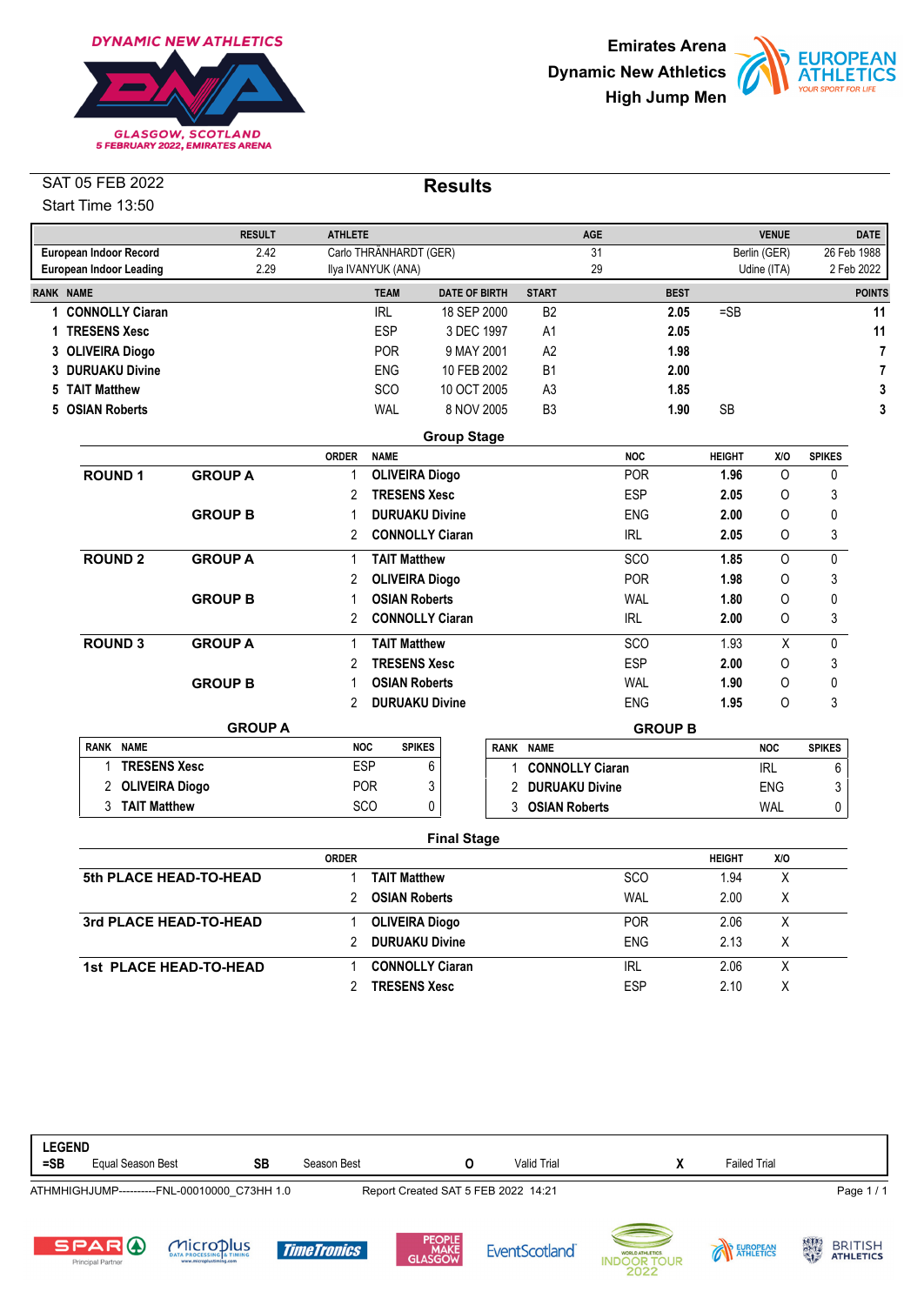DYNAMIC NEW ATHLETICS

GLASGOW, SCOTLAND
5 FEBRUARY 2022, EMIRATES ARENA

**Emirates Arena**
**Dynamic New Athletics**
**High Jump Men**

SAT 05 FEB 2022
Start Time 13:50

## Results

| | RESULT | ATHLETE | AGE | VENUE | DATE |
|---|---|---|---|---|---|
| **European Indoor Record** | 2.42 | Carlo THRÄNHARDT (GER) | 31 | Berlin (GER) | 26 Feb 1988 |
| **European Indoor Leading** | 2.29 | Ilya IVANYUK (ANA) | 29 | Udine (ITA) | 2 Feb 2022 |

| RANK | NAME | TEAM | DATE OF BIRTH | START | BEST | | POINTS |
|---|---|---|---|---|---|---|---|
| 1 | **CONNOLLY Ciaran** | IRL | 18 SEP 2000 | B2 | **2.05** | =SB | **11** |
| 1 | **TRESENS Xesc** | ESP | 3 DEC 1997 | A1 | **2.05** | | **11** |
| 3 | **OLIVEIRA Diogo** | POR | 9 MAY 2001 | A2 | **1.98** | | **7** |
| 3 | **DURUAKU Divine** | ENG | 10 FEB 2002 | B1 | **2.00** | | **7** |
| 5 | **TAIT Matthew** | SCO | 10 OCT 2005 | A3 | **1.85** | | **3** |
| 5 | **OSIAN Roberts** | WAL | 8 NOV 2005 | B3 | **1.90** | SB | **3** |

### Group Stage

| | | ORDER | NAME | NOC | HEIGHT | X/O | SPIKES |
|---|---|---|---|---|---|---|---|
| **ROUND 1** | **GROUP A** | 1 | **OLIVEIRA Diogo** | POR | **1.96** | O | 0 |
| | | 2 | **TRESENS Xesc** | ESP | **2.05** | O | 3 |
| | **GROUP B** | 1 | **DURUAKU Divine** | ENG | **2.00** | O | 0 |
| | | 2 | **CONNOLLY Ciaran** | IRL | **2.05** | O | 3 |
| **ROUND 2** | **GROUP A** | 1 | **TAIT Matthew** | SCO | **1.85** | O | 0 |
| | | 2 | **OLIVEIRA Diogo** | POR | **1.98** | O | 3 |
| | **GROUP B** | 1 | **OSIAN Roberts** | WAL | **1.80** | O | 0 |
| | | 2 | **CONNOLLY Ciaran** | IRL | **2.00** | O | 3 |
| **ROUND 3** | **GROUP A** | 1 | **TAIT Matthew** | SCO | 1.93 | X | 0 |
| | | 2 | **TRESENS Xesc** | ESP | **2.00** | O | 3 |
| | **GROUP B** | 1 | **OSIAN Roberts** | WAL | **1.90** | O | 0 |
| | | 2 | **DURUAKU Divine** | ENG | **1.95** | O | 3 |

**GROUP A**

| RANK | NAME | NOC | SPIKES |
|---|---|---|---|
| 1 | **TRESENS Xesc** | ESP | 6 |
| 2 | **OLIVEIRA Diogo** | POR | 3 |
| 3 | **TAIT Matthew** | SCO | 0 |

**GROUP B**

| RANK | NAME | NOC | SPIKES |
|---|---|---|---|
| 1 | **CONNOLLY Ciaran** | IRL | 6 |
| 2 | **DURUAKU Divine** | ENG | 3 |
| 3 | **OSIAN Roberts** | WAL | 0 |

### Final Stage

| | ORDER | NAME | NOC | HEIGHT | X/O |
|---|---|---|---|---|---|
| **5th PLACE HEAD-TO-HEAD** | 1 | **TAIT Matthew** | SCO | 1.94 | X |
| | 2 | **OSIAN Roberts** | WAL | 2.00 | X |
| **3rd PLACE HEAD-TO-HEAD** | 1 | **OLIVEIRA Diogo** | POR | 2.06 | X |
| | 2 | **DURUAKU Divine** | ENG | 2.13 | X |
| **1st PLACE HEAD-TO-HEAD** | 1 | **CONNOLLY Ciaran** | IRL | 2.06 | X |
| | 2 | **TRESENS Xesc** | ESP | 2.10 | X |

**LEGEND**

| | | | | | | | |
|---|---|---|---|---|---|---|---|
| **=SB** | Equal Season Best | **SB** | Season Best | **O** | Valid Trial | **X** | Failed Trial |

ATHMHIGHJUMP----------FNL-00010000_C73HH 1.0    Report Created SAT 5 FEB 2022 14:21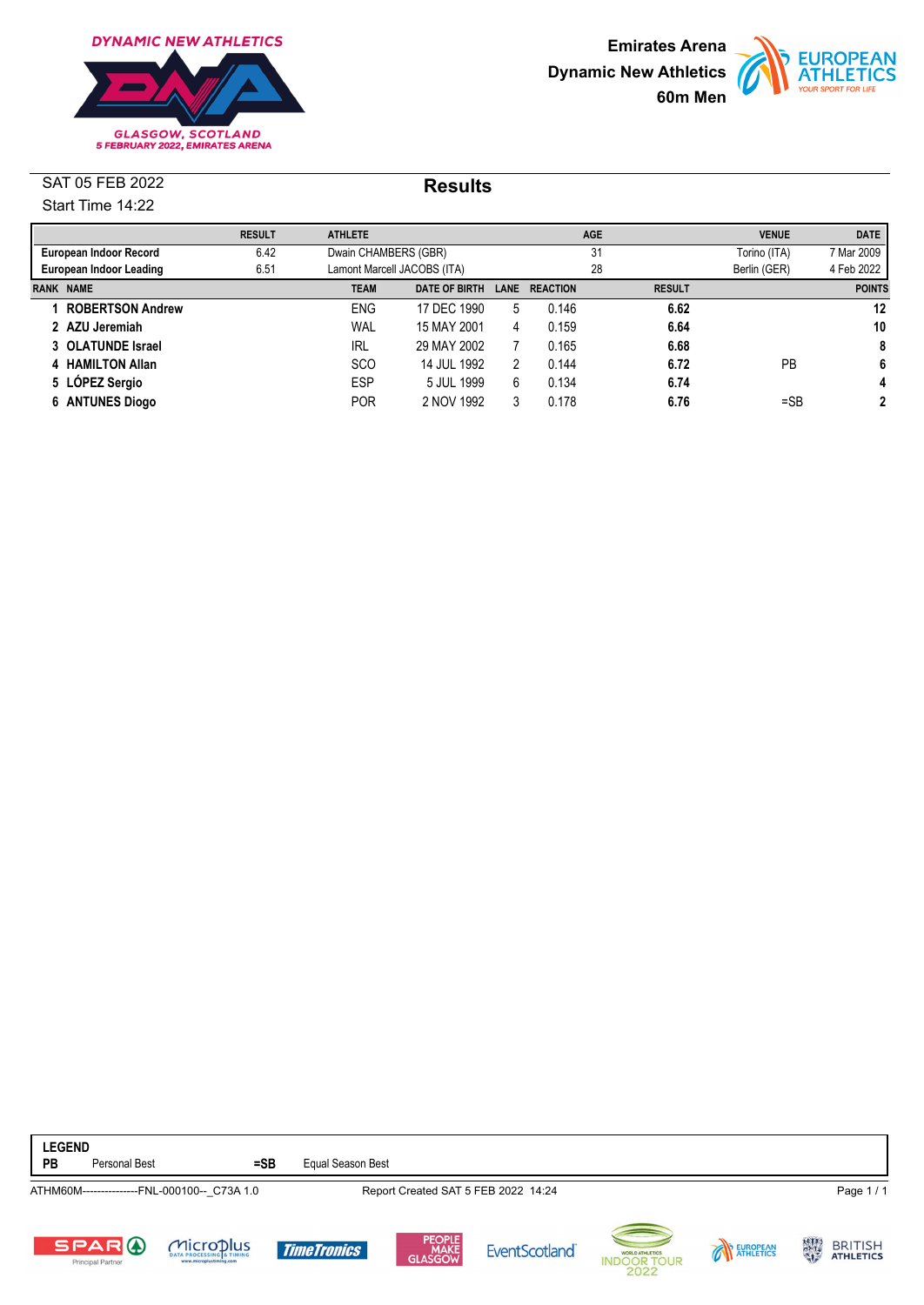Emirates Arena
Dynamic New Athletics
60m Men

SAT 05 FEB 2022
Start Time 14:22

# Results

| | RESULT | ATHLETE | AGE | VENUE | DATE |
|---|---|---|---|---|---|
| **European Indoor Record** | 6.42 | Dwain CHAMBERS (GBR) | 31 | Torino (ITA) | 7 Mar 2009 |
| **European Indoor Leading** | 6.51 | Lamont Marcell JACOBS (ITA) | 28 | Berlin (GER) | 4 Feb 2022 |

| RANK | NAME | TEAM | DATE OF BIRTH | LANE | REACTION | RESULT | | POINTS |
|---|---|---|---|---|---|---|---|---|
| 1 | **ROBERTSON Andrew** | ENG | 17 DEC 1990 | 5 | 0.146 | **6.62** | | **12** |
| 2 | **AZU Jeremiah** | WAL | 15 MAY 2001 | 4 | 0.159 | **6.64** | | **10** |
| 3 | **OLATUNDE Israel** | IRL | 29 MAY 2002 | 7 | 0.165 | **6.68** | | **8** |
| 4 | **HAMILTON Allan** | SCO | 14 JUL 1992 | 2 | 0.144 | **6.72** | PB | **6** |
| 5 | **LÓPEZ Sergio** | ESP | 5 JUL 1999 | 6 | 0.134 | **6.74** | | **4** |
| 6 | **ANTUNES Diogo** | POR | 2 NOV 1992 | 3 | 0.178 | **6.76** | =SB | **2** |

**LEGEND**

**PB** Personal Best **=SB** Equal Season Best

ATHM60M---------------FNL-000100--_C73A 1.0 Report Created SAT 5 FEB 2022 14:24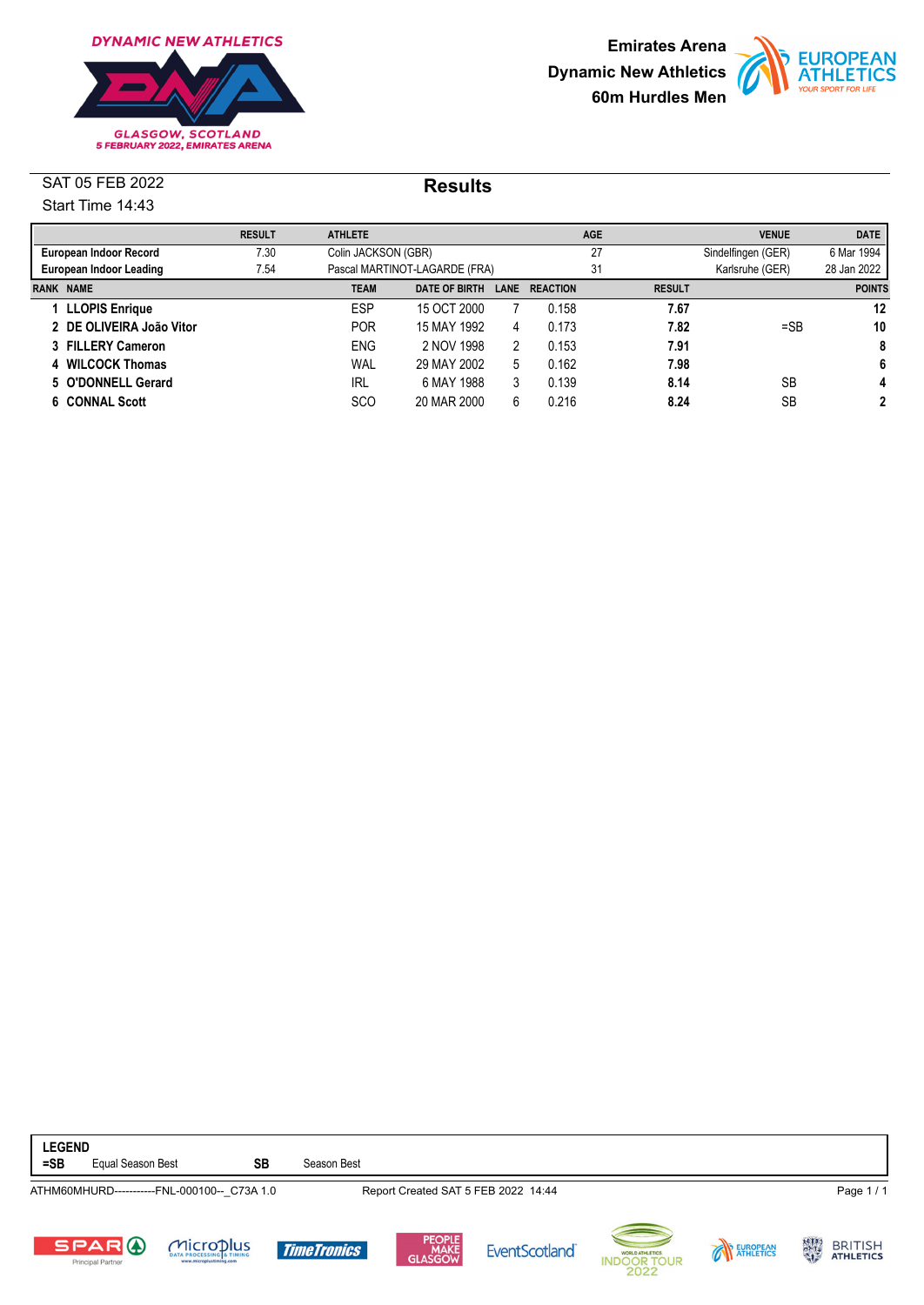DYNAMIC NEW ATHLETICS
GLASGOW, SCOTLAND
5 FEBRUARY 2022, EMIRATES ARENA

**Emirates Arena**
**Dynamic New Athletics**
**60m Hurdles Men**

SAT 05 FEB 2022
Start Time 14:43

## Results

| | RESULT | ATHLETE | AGE | VENUE | DATE |
|---|---|---|---|---|---|
| **European Indoor Record** | 7.30 | Colin JACKSON (GBR) | 27 | Sindelfingen (GER) | 6 Mar 1994 |
| **European Indoor Leading** | 7.54 | Pascal MARTINOT-LAGARDE (FRA) | 31 | Karlsruhe (GER) | 28 Jan 2022 |

| RANK | NAME | TEAM | DATE OF BIRTH | LANE | REACTION | RESULT | | POINTS |
|---|---|---|---|---|---|---|---|---|
| 1 | **LLOPIS Enrique** | ESP | 15 OCT 2000 | 7 | 0.158 | **7.67** | | **12** |
| 2 | **DE OLIVEIRA João Vitor** | POR | 15 MAY 1992 | 4 | 0.173 | **7.82** | =SB | **10** |
| 3 | **FILLERY Cameron** | ENG | 2 NOV 1998 | 2 | 0.153 | **7.91** | | **8** |
| 4 | **WILCOCK Thomas** | WAL | 29 MAY 2002 | 5 | 0.162 | **7.98** | | **6** |
| 5 | **O'DONNELL Gerard** | IRL | 6 MAY 1988 | 3 | 0.139 | **8.14** | SB | **4** |
| 6 | **CONNAL Scott** | SCO | 20 MAR 2000 | 6 | 0.216 | **8.24** | SB | **2** |

**LEGEND**
**=SB** Equal Season Best **SB** Season Best

ATHM60MHURD-----------FNL-000100--_C73A 1.0 Report Created SAT 5 FEB 2022 14:44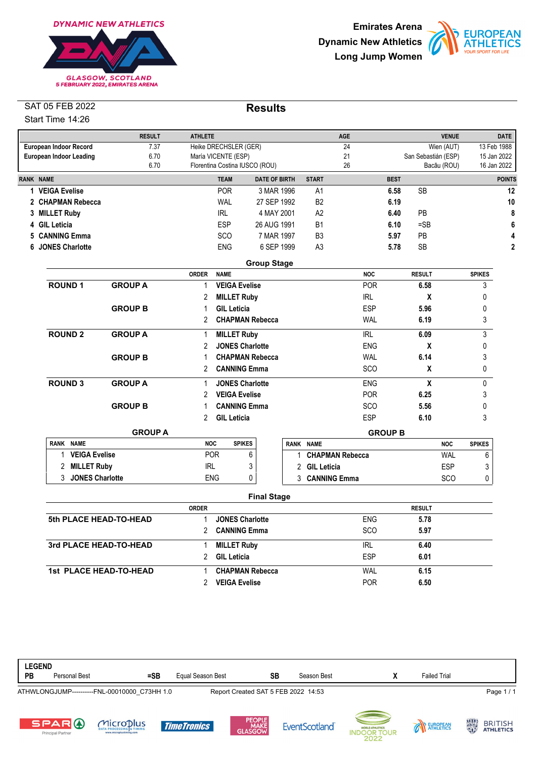DYNAMIC NEW ATHLETICS
GLASGOW, SCOTLAND
5 FEBRUARY 2022, EMIRATES ARENA

**Emirates Arena**
**Dynamic New Athletics**
**Long Jump Women**

SAT 05 FEB 2022
Start Time 14:26

## Results

| | RESULT | ATHLETE | AGE | VENUE | DATE |
|---|---|---|---|---|---|
| **European Indoor Record** | 7.37 | Heike DRECHSLER (GER) | 24 | Wien (AUT) | 13 Feb 1988 |
| **European Indoor Leading** | 6.70 | María VICENTE (ESP) | 21 | San Sebastián (ESP) | 15 Jan 2022 |
| | 6.70 | Florentina Costina IUSCO (ROU) | 26 | Bacău (ROU) | 16 Jan 2022 |

| RANK | NAME | TEAM | DATE OF BIRTH | START | BEST | | POINTS |
|---|---|---|---|---|---|---|---|
| 1 | **VEIGA Evelise** | POR | 3 MAR 1996 | A1 | **6.58** | SB | **12** |
| 2 | **CHAPMAN Rebecca** | WAL | 27 SEP 1992 | B2 | **6.19** | | **10** |
| 3 | **MILLET Ruby** | IRL | 4 MAY 2001 | A2 | **6.40** | PB | **8** |
| 4 | **GIL Leticia** | ESP | 26 AUG 1991 | B1 | **6.10** | =SB | **6** |
| 5 | **CANNING Emma** | SCO | 7 MAR 1997 | B3 | **5.97** | PB | **4** |
| 6 | **JONES Charlotte** | ENG | 6 SEP 1999 | A3 | **5.78** | SB | **2** |

### Group Stage

| | | ORDER | NAME | NOC | RESULT | SPIKES |
|---|---|---|---|---|---|---|
| **ROUND 1** | **GROUP A** | 1 | **VEIGA Evelise** | POR | **6.58** | 3 |
| | | 2 | **MILLET Ruby** | IRL | **X** | 0 |
| | **GROUP B** | 1 | **GIL Leticia** | ESP | **5.96** | 0 |
| | | 2 | **CHAPMAN Rebecca** | WAL | **6.19** | 3 |
| **ROUND 2** | **GROUP A** | 1 | **MILLET Ruby** | IRL | **6.09** | 3 |
| | | 2 | **JONES Charlotte** | ENG | **X** | 0 |
| | **GROUP B** | 1 | **CHAPMAN Rebecca** | WAL | **6.14** | 3 |
| | | 2 | **CANNING Emma** | SCO | **X** | 0 |
| **ROUND 3** | **GROUP A** | 1 | **JONES Charlotte** | ENG | **X** | 0 |
| | | 2 | **VEIGA Evelise** | POR | **6.25** | 3 |
| | **GROUP B** | 1 | **CANNING Emma** | SCO | **5.56** | 0 |
| | | 2 | **GIL Leticia** | ESP | **6.10** | 3 |

**GROUP A**

| RANK | NAME | NOC | SPIKES |
|---|---|---|---|
| 1 | **VEIGA Evelise** | POR | 6 |
| 2 | **MILLET Ruby** | IRL | 3 |
| 3 | **JONES Charlotte** | ENG | 0 |

**GROUP B**

| RANK | NAME | NOC | SPIKES |
|---|---|---|---|
| 1 | **CHAPMAN Rebecca** | WAL | 6 |
| 2 | **GIL Leticia** | ESP | 3 |
| 3 | **CANNING Emma** | SCO | 0 |

### Final Stage

| | ORDER | NAME | NOC | RESULT |
|---|---|---|---|---|
| **5th PLACE HEAD-TO-HEAD** | 1 | **JONES Charlotte** | ENG | **5.78** |
| | 2 | **CANNING Emma** | SCO | **5.97** |
| **3rd PLACE HEAD-TO-HEAD** | 1 | **MILLET Ruby** | IRL | **6.40** |
| | 2 | **GIL Leticia** | ESP | **6.01** |
| **1st PLACE HEAD-TO-HEAD** | 1 | **CHAPMAN Rebecca** | WAL | **6.15** |
| | 2 | **VEIGA Evelise** | POR | **6.50** |

**LEGEND**

| | | | | | | | |
|---|---|---|---|---|---|---|---|
| **PB** | Personal Best | **=SB** | Equal Season Best | **SB** | Season Best | **X** | Failed Trial |

ATHWLONGJUMP----------FNL-00010000_C73HH 1.0 — Report Created SAT 5 FEB 2022 14:53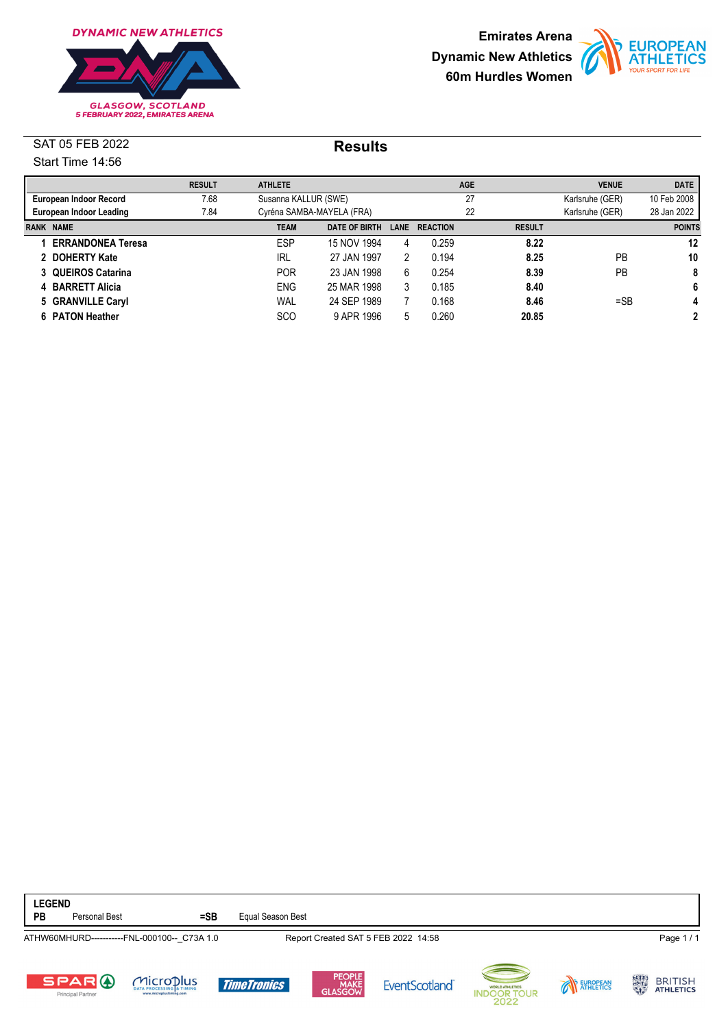DYNAMIC NEW ATHLETICS

GLASGOW, SCOTLAND
5 FEBRUARY 2022, EMIRATES ARENA

**Emirates Arena**
**Dynamic New Athletics**
**60m Hurdles Women**

SAT 05 FEB 2022
Start Time 14:56

## Results

| | RESULT | ATHLETE | AGE | VENUE | DATE |
|---|---|---|---|---|---|
| **European Indoor Record** | 7.68 | Susanna KALLUR (SWE) | 27 | Karlsruhe (GER) | 10 Feb 2008 |
| **European Indoor Leading** | 7.84 | Cyréna SAMBA-MAYELA (FRA) | 22 | Karlsruhe (GER) | 28 Jan 2022 |

| RANK | NAME | TEAM | DATE OF BIRTH | LANE | REACTION | RESULT | | POINTS |
|---|---|---|---|---|---|---|---|---|
| 1 | **ERRANDONEA Teresa** | ESP | 15 NOV 1994 | 4 | 0.259 | **8.22** | | **12** |
| 2 | **DOHERTY Kate** | IRL | 27 JAN 1997 | 2 | 0.194 | **8.25** | PB | **10** |
| 3 | **QUEIROS Catarina** | POR | 23 JAN 1998 | 6 | 0.254 | **8.39** | PB | **8** |
| 4 | **BARRETT Alicia** | ENG | 25 MAR 1998 | 3 | 0.185 | **8.40** | | **6** |
| 5 | **GRANVILLE Caryl** | WAL | 24 SEP 1989 | 7 | 0.168 | **8.46** | =SB | **4** |
| 6 | **PATON Heather** | SCO | 9 APR 1996 | 5 | 0.260 | **20.85** | | **2** |

**LEGEND**

**PB** Personal Best **=SB** Equal Season Best

ATHW60MHURD-----------FNL-000100--_C73A 1.0 Report Created SAT 5 FEB 2022 14:58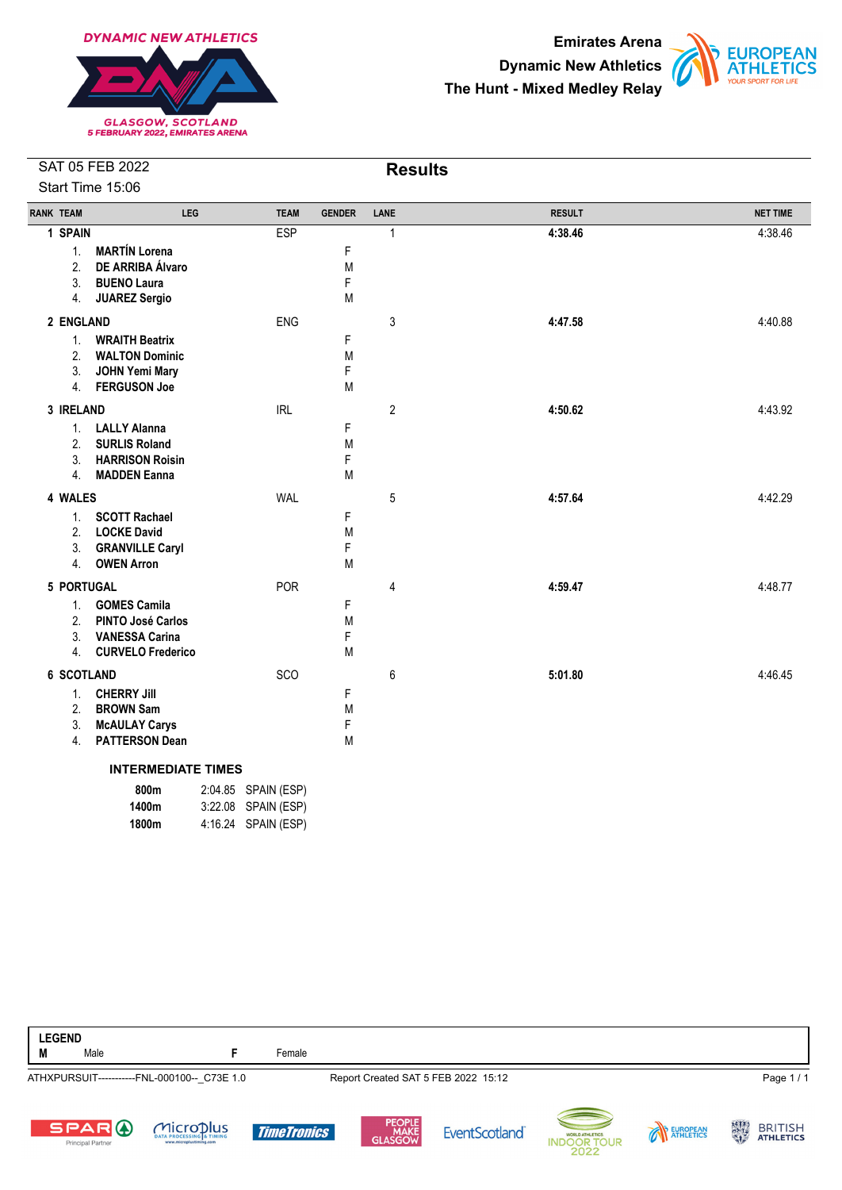DYNAMIC NEW ATHLETICS

GLASGOW, SCOTLAND
5 FEBRUARY 2022, EMIRATES ARENA

Emirates Arena
Dynamic New Athletics
The Hunt - Mixed Medley Relay

EUROPEAN ATHLETICS
YOUR SPORT FOR LIFE

SAT 05 FEB 2022
Start Time 15:06

# Results

| RANK | TEAM | LEG | TEAM | GENDER | LANE | RESULT | NET TIME |
|---|---|---|---|---|---|---|---|
| 1 | **SPAIN** | | ESP | | 1 | **4:38.46** | 4:38.46 |
| | | 1. **MARTÍN Lorena** | | F | | | |
| | | 2. **DE ARRIBA Álvaro** | | M | | | |
| | | 3. **BUENO Laura** | | F | | | |
| | | 4. **JUAREZ Sergio** | | M | | | |
| 2 | **ENGLAND** | | ENG | | 3 | **4:47.58** | 4:40.88 |
| | | 1. **WRAITH Beatrix** | | F | | | |
| | | 2. **WALTON Dominic** | | M | | | |
| | | 3. **JOHN Yemi Mary** | | F | | | |
| | | 4. **FERGUSON Joe** | | M | | | |
| 3 | **IRELAND** | | IRL | | 2 | **4:50.62** | 4:43.92 |
| | | 1. **LALLY Alanna** | | F | | | |
| | | 2. **SURLIS Roland** | | M | | | |
| | | 3. **HARRISON Roisin** | | F | | | |
| | | 4. **MADDEN Eanna** | | M | | | |
| 4 | **WALES** | | WAL | | 5 | **4:57.64** | 4:42.29 |
| | | 1. **SCOTT Rachael** | | F | | | |
| | | 2. **LOCKE David** | | M | | | |
| | | 3. **GRANVILLE Caryl** | | F | | | |
| | | 4. **OWEN Arron** | | M | | | |
| 5 | **PORTUGAL** | | POR | | 4 | **4:59.47** | 4:48.77 |
| | | 1. **GOMES Camila** | | F | | | |
| | | 2. **PINTO José Carlos** | | M | | | |
| | | 3. **VANESSA Carina** | | F | | | |
| | | 4. **CURVELO Frederico** | | M | | | |
| 6 | **SCOTLAND** | | SCO | | 6 | **5:01.80** | 4:46.45 |
| | | 1. **CHERRY Jill** | | F | | | |
| | | 2. **BROWN Sam** | | M | | | |
| | | 3. **McAULAY Carys** | | F | | | |
| | | 4. **PATTERSON Dean** | | M | | | |

**INTERMEDIATE TIMES**

| | | |
|---|---|---|
| **800m** | 2:04.85 | SPAIN (ESP) |
| **1400m** | 3:22.08 | SPAIN (ESP) |
| **1800m** | 4:16.24 | SPAIN (ESP) |

**LEGEND**

**M** Male **F** Female

ATHXPURSUIT-----------FNL-000100--_C73E 1.0 Report Created SAT 5 FEB 2022 15:12